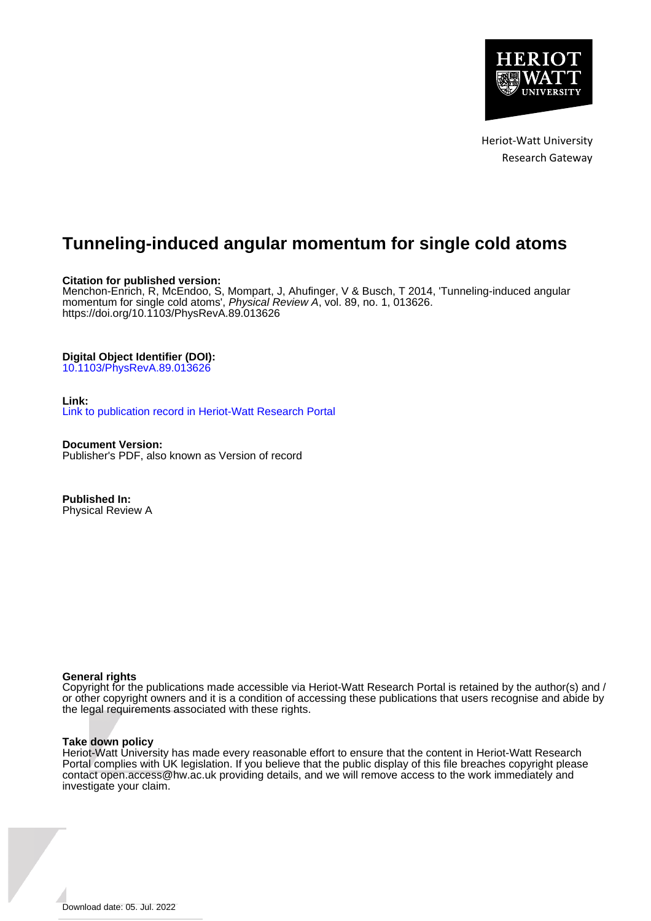Heriot-Watt University
Research Gateway

# Tunneling-induced angular momentum for single cold atoms

**Citation for published version:**
Menchon-Enrich, R, McEndoo, S, Mompart, J, Ahufinger, V & Busch, T 2014, 'Tunneling-induced angular momentum for single cold atoms', *Physical Review A*, vol. 89, no. 1, 013626. https://doi.org/10.1103/PhysRevA.89.013626

**Digital Object Identifier (DOI):**
10.1103/PhysRevA.89.013626

**Link:**
Link to publication record in Heriot-Watt Research Portal

**Document Version:**
Publisher's PDF, also known as Version of record

**Published In:**
Physical Review A

**General rights**
Copyright for the publications made accessible via Heriot-Watt Research Portal is retained by the author(s) and / or other copyright owners and it is a condition of accessing these publications that users recognise and abide by the legal requirements associated with these rights.

**Take down policy**
Heriot-Watt University has made every reasonable effort to ensure that the content in Heriot-Watt Research Portal complies with UK legislation. If you believe that the public display of this file breaches copyright please contact open.access@hw.ac.uk providing details, and we will remove access to the work immediately and investigate your claim.

Download date: 05. Jul. 2022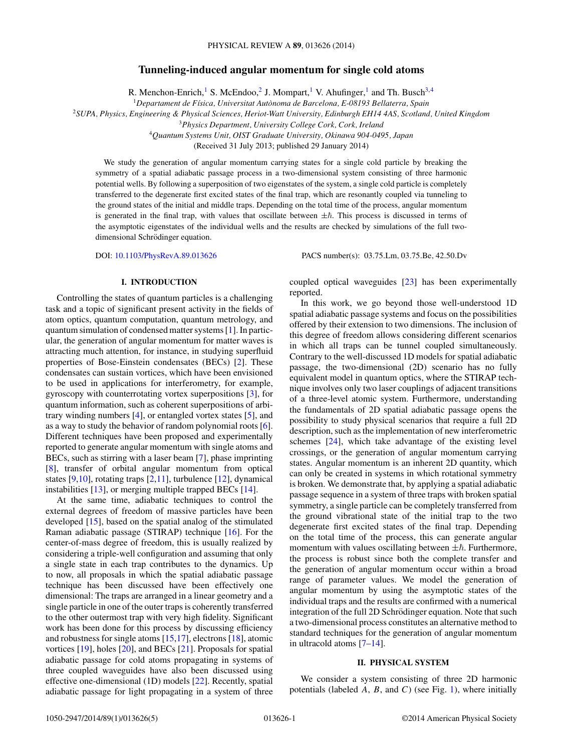# Tunneling-induced angular momentum for single cold atoms

R. Menchon-Enrich,[1] S. McEndoo,[2] J. Mompart,[1] V. Ahufinger,[1] and Th. Busch[3,4]

[1]*Departament de Física, Universitat Autònoma de Barcelona, E-08193 Bellaterra, Spain*

[2]*SUPA, Physics, Engineering & Physical Sciences, Heriot-Watt University, Edinburgh EH14 4AS, Scotland, United Kingdom*

[3]*Physics Department, University College Cork, Cork, Ireland*

[4]*Quantum Systems Unit, OIST Graduate University, Okinawa 904-0495, Japan*

(Received 31 July 2013; published 29 January 2014)

We study the generation of angular momentum carrying states for a single cold particle by breaking the symmetry of a spatial adiabatic passage process in a two-dimensional system consisting of three harmonic potential wells. By following a superposition of two eigenstates of the system, a single cold particle is completely transferred to the degenerate first excited states of the final trap, which are resonantly coupled via tunneling to the ground states of the initial and middle traps. Depending on the total time of the process, angular momentum is generated in the final trap, with values that oscillate between $\pm\hbar$. This process is discussed in terms of the asymptotic eigenstates of the individual wells and the results are checked by simulations of the full two-dimensional Schrödinger equation.

DOI: 10.1103/PhysRevA.89.013626 PACS number(s): 03.75.Lm, 03.75.Be, 42.50.Dv

## I. INTRODUCTION

Controlling the states of quantum particles is a challenging task and a topic of significant present activity in the fields of atom optics, quantum computation, quantum metrology, and quantum simulation of condensed matter systems [1]. In particular, the generation of angular momentum for matter waves is attracting much attention, for instance, in studying superfluid properties of Bose-Einstein condensates (BECs) [2]. These condensates can sustain vortices, which have been envisioned to be used in applications for interferometry, for example, gyroscopy with counterrotating vortex superpositions [3], for quantum information, such as coherent superpositions of arbitrary winding numbers [4], or entangled vortex states [5], and as a way to study the behavior of random polynomial roots [6]. Different techniques have been proposed and experimentally reported to generate angular momentum with single atoms and BECs, such as stirring with a laser beam [7], phase imprinting [8], transfer of orbital angular momentum from optical states [9,10], rotating traps [2,11], turbulence [12], dynamical instabilities [13], or merging multiple trapped BECs [14].

At the same time, adiabatic techniques to control the external degrees of freedom of massive particles have been developed [15], based on the spatial analog of the stimulated Raman adiabatic passage (STIRAP) technique [16]. For the center-of-mass degree of freedom, this is usually realized by considering a triple-well configuration and assuming that only a single state in each trap contributes to the dynamics. Up to now, all proposals in which the spatial adiabatic passage technique has been discussed have been effectively one dimensional: The traps are arranged in a linear geometry and a single particle in one of the outer traps is coherently transferred to the other outermost trap with very high fidelity. Significant work has been done for this process by discussing efficiency and robustness for single atoms [15,17], electrons [18], atomic vortices [19], holes [20], and BECs [21]. Proposals for spatial adiabatic passage for cold atoms propagating in systems of three coupled waveguides have also been discussed using effective one-dimensional (1D) models [22]. Recently, spatial adiabatic passage for light propagating in a system of three coupled optical waveguides [23] has been experimentally reported.

In this work, we go beyond those well-understood 1D spatial adiabatic passage systems and focus on the possibilities offered by their extension to two dimensions. The inclusion of this degree of freedom allows considering different scenarios in which all traps can be tunnel coupled simultaneously. Contrary to the well-discussed 1D models for spatial adiabatic passage, the two-dimensional (2D) scenario has no fully equivalent model in quantum optics, where the STIRAP technique involves only two laser couplings of adjacent transitions of a three-level atomic system. Furthermore, understanding the fundamentals of 2D spatial adiabatic passage opens the possibility to study physical scenarios that require a full 2D description, such as the implementation of new interferometric schemes [24], which take advantage of the existing level crossings, or the generation of angular momentum carrying states. Angular momentum is an inherent 2D quantity, which can only be created in systems in which rotational symmetry is broken. We demonstrate that, by applying a spatial adiabatic passage sequence in a system of three traps with broken spatial symmetry, a single particle can be completely transferred from the ground vibrational state of the initial trap to the two degenerate first excited states of the final trap. Depending on the total time of the process, this can generate angular momentum with values oscillating between $\pm\hbar$. Furthermore, the process is robust since both the complete transfer and the generation of angular momentum occur within a broad range of parameter values. We model the generation of angular momentum by using the asymptotic states of the individual traps and the results are confirmed with a numerical integration of the full 2D Schrödinger equation. Note that such a two-dimensional process constitutes an alternative method to standard techniques for the generation of angular momentum in ultracold atoms [7–14].

## II. PHYSICAL SYSTEM

We consider a system consisting of three 2D harmonic potentials (labeled $A$, $B$, and $C$) (see Fig. 1), where initially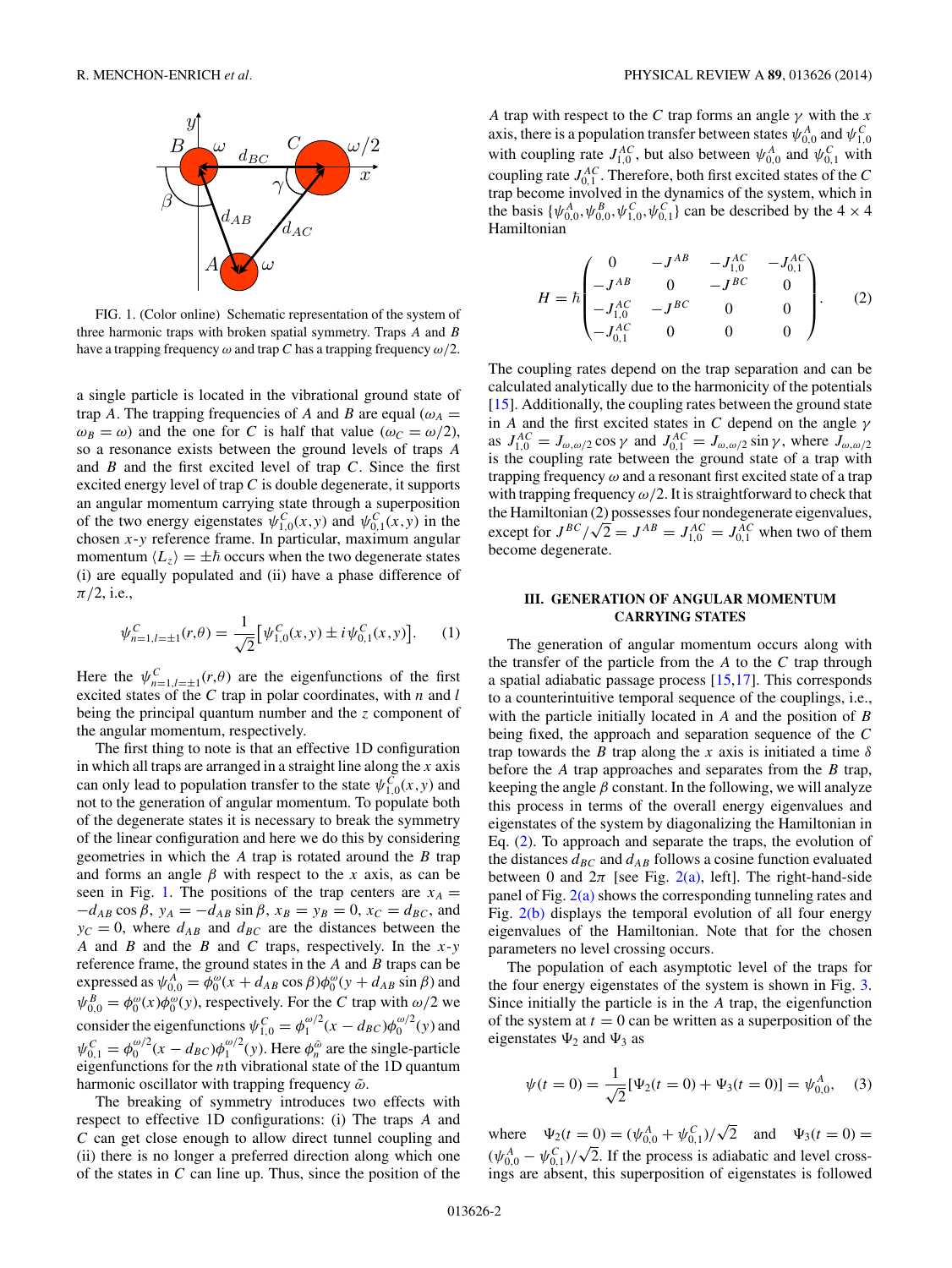FIG. 1. (Color online) Schematic representation of the system of three harmonic traps with broken spatial symmetry. Traps $A$ and $B$ have a trapping frequency $\omega$ and trap $C$ has a trapping frequency $\omega/2$.

a single particle is located in the vibrational ground state of trap $A$. The trapping frequencies of $A$ and $B$ are equal ($\omega_A = \omega_B = \omega$) and the one for $C$ is half that value ($\omega_C = \omega/2$), so a resonance exists between the ground levels of traps $A$ and $B$ and the first excited level of trap $C$. Since the first excited energy level of trap $C$ is double degenerate, it supports an angular momentum carrying state through a superposition of the two energy eigenstates $\psi^C_{1,0}(x,y)$ and $\psi^C_{0,1}(x,y)$ in the chosen $x$-$y$ reference frame. In particular, maximum angular momentum $\langle L_z \rangle = \pm\hbar$ occurs when the two degenerate states (i) are equally populated and (ii) have a phase difference of $\pi/2$, i.e.,

$$\psi^C_{n=1,l=\pm 1}(r,\theta) = \frac{1}{\sqrt{2}}\left[\psi^C_{1,0}(x,y) \pm i\,\psi^C_{0,1}(x,y)\right]. \quad (1)$$

Here the $\psi^C_{n=1,l=\pm 1}(r,\theta)$ are the eigenfunctions of the first excited states of the $C$ trap in polar coordinates, with $n$ and $l$ being the principal quantum number and the $z$ component of the angular momentum, respectively.

The first thing to note is that an effective 1D configuration in which all traps are arranged in a straight line along the $x$ axis can only lead to population transfer to the state $\psi^C_{1,0}(x,y)$ and not to the generation of angular momentum. To populate both of the degenerate states it is necessary to break the symmetry of the linear configuration and here we do this by considering geometries in which the $A$ trap is rotated around the $B$ trap and forms an angle $\beta$ with respect to the $x$ axis, as can be seen in Fig. 1. The positions of the trap centers are $x_A = -d_{AB}\cos\beta$, $y_A = -d_{AB}\sin\beta$, $x_B = y_B = 0$, $x_C = d_{BC}$, and $y_C = 0$, where $d_{AB}$ and $d_{BC}$ are the distances between the $A$ and $B$ and the $B$ and $C$ traps, respectively. In the $x$-$y$ reference frame, the ground states in the $A$ and $B$ traps can be expressed as $\psi^A_{0,0} = \phi^\omega_0(x + d_{AB}\cos\beta)\phi^\omega_0(y + d_{AB}\sin\beta)$ and $\psi^B_{0,0} = \phi^\omega_0(x)\phi^\omega_0(y)$, respectively. For the $C$ trap with $\omega/2$ we consider the eigenfunctions $\psi^C_{1,0} = \phi^{\omega/2}_1(x - d_{BC})\phi^{\omega/2}_0(y)$ and $\psi^C_{0,1} = \phi^{\omega/2}_0(x - d_{BC})\phi^{\omega/2}_1(y)$. Here $\phi^{\tilde{\omega}}_n$ are the single-particle eigenfunctions for the $n$th vibrational state of the 1D quantum harmonic oscillator with trapping frequency $\tilde{\omega}$.

The breaking of symmetry introduces two effects with respect to effective 1D configurations: (i) The traps $A$ and $C$ can get close enough to allow direct tunnel coupling and (ii) there is no longer a preferred direction along which one of the states in $C$ can line up. Thus, since the position of the $A$ trap with respect to the $C$ trap forms an angle $\gamma$ with the $x$ axis, there is a population transfer between states $\psi^A_{0,0}$ and $\psi^C_{1,0}$ with coupling rate $J^{AC}_{1,0}$, but also between $\psi^A_{0,0}$ and $\psi^C_{0,1}$ with coupling rate $J^{AC}_{0,1}$. Therefore, both first excited states of the $C$ trap become involved in the dynamics of the system, which in the basis $\{\psi^A_{0,0}, \psi^B_{0,0}, \psi^C_{1,0}, \psi^C_{0,1}\}$ can be described by the $4\times 4$ Hamiltonian

$$H = \hbar\begin{pmatrix} 0 & -J^{AB} & -J^{AC}_{1,0} & -J^{AC}_{0,1} \\ -J^{AB} & 0 & -J^{BC} & 0 \\ -J^{AC}_{1,0} & -J^{BC} & 0 & 0 \\ -J^{AC}_{0,1} & 0 & 0 & 0 \end{pmatrix}. \quad (2)$$

The coupling rates depend on the trap separation and can be calculated analytically due to the harmonicity of the potentials [15]. Additionally, the coupling rates between the ground state in $A$ and the first excited states in $C$ depend on the angle $\gamma$ as $J^{AC}_{1,0} = J_{\omega,\omega/2}\cos\gamma$ and $J^{AC}_{0,1} = J_{\omega,\omega/2}\sin\gamma$, where $J_{\omega,\omega/2}$ is the coupling rate between the ground state of a trap with trapping frequency $\omega$ and a resonant first excited state of a trap with trapping frequency $\omega/2$. It is straightforward to check that the Hamiltonian (2) possesses four nondegenerate eigenvalues, except for $J^{BC}/\sqrt{2} = J^{AB} = J^{AC}_{1,0} = J^{AC}_{0,1}$ when two of them become degenerate.

## III. GENERATION OF ANGULAR MOMENTUM CARRYING STATES

The generation of angular momentum occurs along with the transfer of the particle from the $A$ to the $C$ trap through a spatial adiabatic passage process [15,17]. This corresponds to a counterintuitive temporal sequence of the couplings, i.e., with the particle initially located in $A$ and the position of $B$ being fixed, the approach and separation sequence of the $C$ trap towards the $B$ trap along the $x$ axis is initiated a time $\delta$ before the $A$ trap approaches and separates from the $B$ trap, keeping the angle $\beta$ constant. In the following, we will analyze this process in terms of the overall energy eigenvalues and eigenstates of the system by diagonalizing the Hamiltonian in Eq. (2). To approach and separate the traps, the evolution of the distances $d_{BC}$ and $d_{AB}$ follows a cosine function evaluated between 0 and $2\pi$ [see Fig. 2(a), left]. The right-hand-side panel of Fig. 2(a) shows the corresponding tunneling rates and Fig. 2(b) displays the temporal evolution of all four energy eigenvalues of the Hamiltonian. Note that for the chosen parameters no level crossing occurs.

The population of each asymptotic level of the traps for the four energy eigenstates of the system is shown in Fig. 3. Since initially the particle is in the $A$ trap, the eigenfunction of the system at $t = 0$ can be written as a superposition of the eigenstates $\Psi_2$ and $\Psi_3$ as

$$\psi(t=0) = \frac{1}{\sqrt{2}}[\Psi_2(t=0) + \Psi_3(t=0)] = \psi^A_{0,0}, \quad (3)$$

where $\Psi_2(t=0) = (\psi^A_{0,0} + \psi^C_{0,1})/\sqrt{2}$ and $\Psi_3(t=0) = (\psi^A_{0,0} - \psi^C_{0,1})/\sqrt{2}$. If the process is adiabatic and level crossings are absent, this superposition of eigenstates is followed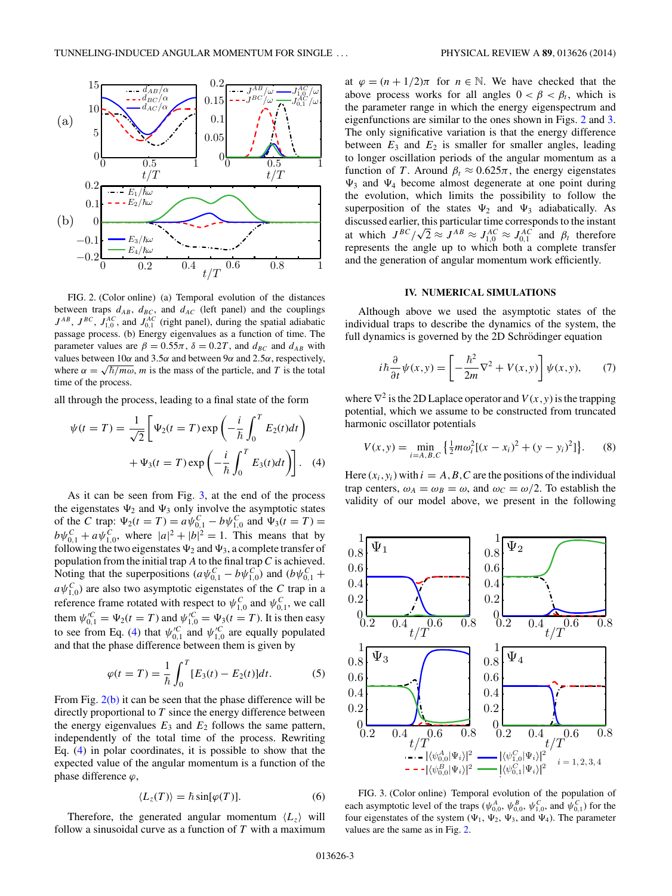FIG. 2. (Color online) (a) Temporal evolution of the distances between traps $d_{AB}$, $d_{BC}$, and $d_{AC}$ (left panel) and the couplings $J^{AB}$, $J^{BC}$, $J^{AC}_{1,0}$, and $J^{AC}_{0,1}$ (right panel), during the spatial adiabatic passage process. (b) Energy eigenvalues as a function of time. The parameter values are $\beta = 0.55\pi$, $\delta = 0.2T$, and $d_{BC}$ and $d_{AB}$ with values between $10\alpha$ and $3.5\alpha$ and between $9\alpha$ and $2.5\alpha$, respectively, where $\alpha = \sqrt{\hbar/m\omega}$, $m$ is the mass of the particle, and $T$ is the total time of the process.

all through the process, leading to a final state of the form

$$\psi(t=T) = \frac{1}{\sqrt{2}}\left[\Psi_2(t=T)\exp\left(-\frac{i}{\hbar}\int_0^T E_2(t)dt\right) + \Psi_3(t=T)\exp\left(-\frac{i}{\hbar}\int_0^T E_3(t)dt\right)\right]. \quad (4)$$

As it can be seen from Fig. 3, at the end of the process the eigenstates $\Psi_2$ and $\Psi_3$ only involve the asymptotic states of the $C$ trap: $\Psi_2(t=T) = a\psi^C_{0,1} - b\psi^C_{1,0}$ and $\Psi_3(t=T) = b\psi^C_{0,1} + a\psi^C_{1,0}$, where $|a|^2 + |b|^2 = 1$. This means that by following the two eigenstates $\Psi_2$ and $\Psi_3$, a complete transfer of population from the initial trap $A$ to the final trap $C$ is achieved. Noting that the superpositions $(a\psi^C_{0,1} - b\psi^C_{1,0})$ and $(b\psi^C_{0,1} + a\psi^C_{1,0})$ are also two asymptotic eigenstates of the $C$ trap in a reference frame rotated with respect to $\psi^C_{1,0}$ and $\psi^C_{0,1}$, we call them $\psi'^C_{0,1} = \Psi_2(t=T)$ and $\psi'^C_{1,0} = \Psi_3(t=T)$. It is then easy to see from Eq. (4) that $\psi'^C_{0,1}$ and $\psi'^C_{1,0}$ are equally populated and that the phase difference between them is given by

$$\varphi(t=T) = \frac{1}{\hbar}\int_0^T [E_3(t) - E_2(t)]dt. \quad (5)$$

From Fig. 2(b) it can be seen that the phase difference will be directly proportional to $T$ since the energy difference between the energy eigenvalues $E_3$ and $E_2$ follows the same pattern, independently of the total time of the process. Rewriting Eq. (4) in polar coordinates, it is possible to show that the expected value of the angular momentum is a function of the phase difference $\varphi$,

$$\langle L_z(T)\rangle = \hbar \sin[\varphi(T)]. \quad (6)$$

Therefore, the generated angular momentum $\langle L_z\rangle$ will follow a sinusoidal curve as a function of $T$ with a maximum at $\varphi = (n + 1/2)\pi$ for $n \in \mathbb{N}$. We have checked that the above process works for all angles $0 < \beta < \beta_t$, which is the parameter range in which the energy eigenspectrum and eigenfunctions are similar to the ones shown in Figs. 2 and 3. The only significative variation is that the energy difference between $E_3$ and $E_2$ is smaller for smaller angles, leading to longer oscillation periods of the angular momentum as a function of $T$. Around $\beta_t \approx 0.625\pi$, the energy eigenstates $\Psi_3$ and $\Psi_4$ become almost degenerate at one point during the evolution, which limits the possibility to follow the superposition of the states $\Psi_2$ and $\Psi_3$ adiabatically. As discussed earlier, this particular time corresponds to the instant at which $J^{BC}/\sqrt{2} \approx J^{AB} \approx J^{AC}_{1,0} \approx J^{AC}_{0,1}$ and $\beta_t$ therefore represents the angle up to which both a complete transfer and the generation of angular momentum work efficiently.

## IV. NUMERICAL SIMULATIONS

Although above we used the asymptotic states of the individual traps to describe the dynamics of the system, the full dynamics is governed by the 2D Schrödinger equation

$$i\hbar\frac{\partial}{\partial t}\psi(x,y) = \left[-\frac{\hbar^2}{2m}\nabla^2 + V(x,y)\right]\psi(x,y), \quad (7)$$

where $\nabla^2$ is the 2D Laplace operator and $V(x,y)$ is the trapping potential, which we assume to be constructed from truncated harmonic oscillator potentials

$$V(x,y) = \min_{i=A,B,C}\left\{\tfrac{1}{2}m\omega_i^2[(x-x_i)^2 + (y-y_i)^2]\right\}. \quad (8)$$

Here $(x_i,y_i)$ with $i = A,B,C$ are the positions of the individual trap centers, $\omega_A = \omega_B = \omega$, and $\omega_C = \omega/2$. To establish the validity of our model above, we present in the following

FIG. 3. (Color online) Temporal evolution of the population of each asymptotic level of the traps ($\psi^A_{0,0}$, $\psi^B_{0,0}$, $\psi^C_{1,0}$, and $\psi^C_{0,1}$) for the four eigenstates of the system ($\Psi_1$, $\Psi_2$, $\Psi_3$, and $\Psi_4$). The parameter values are the same as in Fig. 2.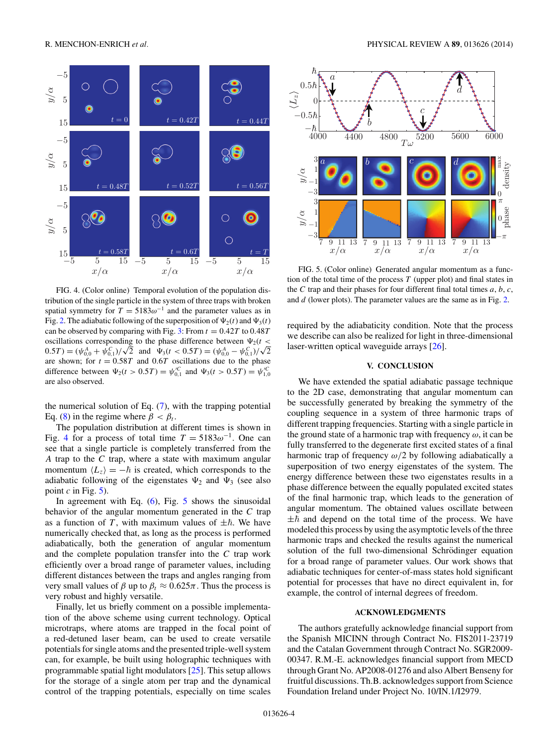FIG. 4. (Color online) Temporal evolution of the population distribution of the single particle in the system of three traps with broken spatial symmetry for $T = 5183\omega^{-1}$ and the parameter values as in Fig. 2. The adiabatic following of the superposition of $\Psi_2(t)$ and $\Psi_3(t)$ can be observed by comparing with Fig. 3: From $t = 0.42T$ to $0.48T$ oscillations corresponding to the phase difference between $\Psi_2(t < 0.5T) = (\psi^A_{0,0} + \psi^C_{0,1})/\sqrt{2}$ and $\Psi_3(t < 0.5T) = (\psi^A_{0,0} - \psi^C_{0,1})/\sqrt{2}$ are shown; for $t = 0.58T$ and $0.6T$ oscillations due to the phase difference between $\Psi_2(t > 0.5T) = \psi'^C_{0,1}$ and $\Psi_3(t > 0.5T) = \psi'^C_{1,0}$ are also observed.

the numerical solution of Eq. (7), with the trapping potential Eq. (8) in the regime where $\beta < \beta_t$.

The population distribution at different times is shown in Fig. 4 for a process of total time $T = 5183\omega^{-1}$. One can see that a single particle is completely transferred from the $A$ trap to the $C$ trap, where a state with maximum angular momentum $\langle L_z \rangle = -\hbar$ is created, which corresponds to the adiabatic following of the eigenstates $\Psi_2$ and $\Psi_3$ (see also point $c$ in Fig. 5).

In agreement with Eq. (6), Fig. 5 shows the sinusoidal behavior of the angular momentum generated in the $C$ trap as a function of $T$, with maximum values of $\pm\hbar$. We have numerically checked that, as long as the process is performed adiabatically, both the generation of angular momentum and the complete population transfer into the $C$ trap work efficiently over a broad range of parameter values, including different distances between the traps and angles ranging from very small values of $\beta$ up to $\beta_t \approx 0.625\pi$. Thus the process is very robust and highly versatile.

Finally, let us briefly comment on a possible implementation of the above scheme using current technology. Optical microtraps, where atoms are trapped in the focal point of a red-detuned laser beam, can be used to create versatile potentials for single atoms and the presented triple-well system can, for example, be built using holographic techniques with programmable spatial light modulators [25]. This setup allows for the storage of a single atom per trap and the dynamical control of the trapping potentials, especially on time scales required by the adiabaticity condition. Note that the process we describe can also be realized for light in three-dimensional laser-written optical waveguide arrays [26].

FIG. 5. (Color online) Generated angular momentum as a function of the total time of the process $T$ (upper plot) and final states in the $C$ trap and their phases for four different final total times $a$, $b$, $c$, and $d$ (lower plots). The parameter values are the same as in Fig. 2.

## V. CONCLUSION

We have extended the spatial adiabatic passage technique to the 2D case, demonstrating that angular momentum can be successfully generated by breaking the symmetry of the coupling sequence in a system of three harmonic traps of different trapping frequencies. Starting with a single particle in the ground state of a harmonic trap with frequency $\omega$, it can be fully transferred to the degenerate first excited states of a final harmonic trap of frequency $\omega/2$ by following adiabatically a superposition of two energy eigenstates of the system. The energy difference between these two eigenstates results in a phase difference between the equally populated excited states of the final harmonic trap, which leads to the generation of angular momentum. The obtained values oscillate between $\pm\hbar$ and depend on the total time of the process. We have modeled this process by using the asymptotic levels of the three harmonic traps and checked the results against the numerical solution of the full two-dimensional Schrödinger equation for a broad range of parameter values. Our work shows that adiabatic techniques for center-of-mass states hold significant potential for processes that have no direct equivalent in, for example, the control of internal degrees of freedom.

## ACKNOWLEDGMENTS

The authors gratefully acknowledge financial support from the Spanish MICINN through Contract No. FIS2011-23719 and the Catalan Government through Contract No. SGR2009-00347. R.M.-E. acknowledges financial support from MECD through Grant No. AP2008-01276 and also Albert Benseny for fruitful discussions. Th.B. acknowledges support from Science Foundation Ireland under Project No. 10/IN.1/I2979.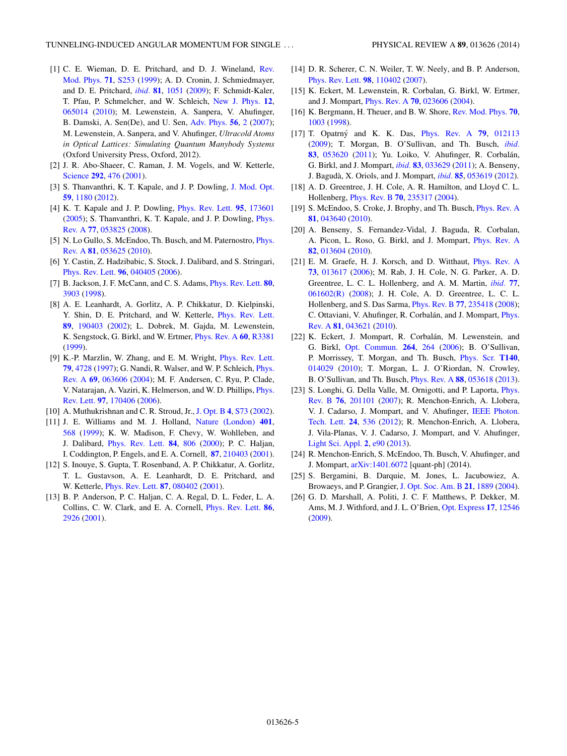[1] C. E. Wieman, D. E. Pritchard, and D. J. Wineland, Rev. Mod. Phys. **71**, S253 (1999); A. D. Cronin, J. Schmiedmayer, and D. E. Pritchard, *ibid.* **81**, 1051 (2009); F. Schmidt-Kaler, T. Pfau, P. Schmelcher, and W. Schleich, New J. Phys. **12**, 065014 (2010); M. Lewenstein, A. Sanpera, V. Ahufinger, B. Damski, A. Sen(De), and U. Sen, Adv. Phys. **56**, 2 (2007); M. Lewenstein, A. Sanpera, and V. Ahufinger, *Ultracold Atoms in Optical Lattices: Simulating Quantum Manybody Systems* (Oxford University Press, Oxford, 2012).

[2] J. R. Abo-Shaeer, C. Raman, J. M. Vogels, and W. Ketterle, Science **292**, 476 (2001).

[3] S. Thanvanthri, K. T. Kapale, and J. P. Dowling, J. Mod. Opt. **59**, 1180 (2012).

[4] K. T. Kapale and J. P. Dowling, Phys. Rev. Lett. **95**, 173601 (2005); S. Thanvanthri, K. T. Kapale, and J. P. Dowling, Phys. Rev. A **77**, 053825 (2008).

[5] N. Lo Gullo, S. McEndoo, Th. Busch, and M. Paternostro, Phys. Rev. A **81**, 053625 (2010).

[6] Y. Castin, Z. Hadzibabic, S. Stock, J. Dalibard, and S. Stringari, Phys. Rev. Lett. **96**, 040405 (2006).

[7] B. Jackson, J. F. McCann, and C. S. Adams, Phys. Rev. Lett. **80**, 3903 (1998).

[8] A. E. Leanhardt, A. Gorlitz, A. P. Chikkatur, D. Kielpinski, Y. Shin, D. E. Pritchard, and W. Ketterle, Phys. Rev. Lett. **89**, 190403 (2002); L. Dobrek, M. Gajda, M. Lewenstein, K. Sengstock, G. Birkl, and W. Ertmer, Phys. Rev. A **60**, R3381 (1999).

[9] K.-P. Marzlin, W. Zhang, and E. M. Wright, Phys. Rev. Lett. **79**, 4728 (1997); G. Nandi, R. Walser, and W. P. Schleich, Phys. Rev. A **69**, 063606 (2004); M. F. Andersen, C. Ryu, P. Clade, V. Natarajan, A. Vaziri, K. Helmerson, and W. D. Phillips, Phys. Rev. Lett. **97**, 170406 (2006).

[10] A. Muthukrishnan and C. R. Stroud, Jr., J. Opt. B **4**, S73 (2002).

[11] J. E. Williams and M. J. Holland, Nature (London) **401**, 568 (1999); K. W. Madison, F. Chevy, W. Wohlleben, and J. Dalibard, Phys. Rev. Lett. **84**, 806 (2000); P. C. Haljan, I. Coddington, P. Engels, and E. A. Cornell, **87**, 210403 (2001).

[12] S. Inouye, S. Gupta, T. Rosenband, A. P. Chikkatur, A. Gorlitz, T. L. Gustavson, A. E. Leanhardt, D. E. Pritchard, and W. Ketterle, Phys. Rev. Lett. **87**, 080402 (2001).

[13] B. P. Anderson, P. C. Haljan, C. A. Regal, D. L. Feder, L. A. Collins, C. W. Clark, and E. A. Cornell, Phys. Rev. Lett. **86**, 2926 (2001).

[14] D. R. Scherer, C. N. Weiler, T. W. Neely, and B. P. Anderson, Phys. Rev. Lett. **98**, 110402 (2007).

[15] K. Eckert, M. Lewenstein, R. Corbalan, G. Birkl, W. Ertmer, and J. Mompart, Phys. Rev. A **70**, 023606 (2004).

[16] K. Bergmann, H. Theuer, and B. W. Shore, Rev. Mod. Phys. **70**, 1003 (1998).

[17] T. Opatrný and K. K. Das, Phys. Rev. A **79**, 012113 (2009); T. Morgan, B. O'Sullivan, and Th. Busch, *ibid.* **83**, 053620 (2011); Yu. Loiko, V. Ahufinger, R. Corbalán, G. Birkl, and J. Mompart, *ibid.* **83**, 033629 (2011); A. Benseny, J. Bagudà, X. Oriols, and J. Mompart, *ibid.* **85**, 053619 (2012).

[18] A. D. Greentree, J. H. Cole, A. R. Hamilton, and Lloyd C. L. Hollenberg, Phys. Rev. B **70**, 235317 (2004).

[19] S. McEndoo, S. Croke, J. Brophy, and Th. Busch, Phys. Rev. A **81**, 043640 (2010).

[20] A. Benseny, S. Fernandez-Vidal, J. Baguda, R. Corbalan, A. Picon, L. Roso, G. Birkl, and J. Mompart, Phys. Rev. A **82**, 013604 (2010).

[21] E. M. Graefe, H. J. Korsch, and D. Witthaut, Phys. Rev. A **73**, 013617 (2006); M. Rab, J. H. Cole, N. G. Parker, A. D. Greentree, L. C. L. Hollenberg, and A. M. Martin, *ibid.* **77**, 061602(R) (2008); J. H. Cole, A. D. Greentree, L. C. L. Hollenberg, and S. Das Sarma, Phys. Rev. B **77**, 235418 (2008); C. Ottaviani, V. Ahufinger, R. Corbalán, and J. Mompart, Phys. Rev. A **81**, 043621 (2010).

[22] K. Eckert, J. Mompart, R. Corbalán, M. Lewenstein, and G. Birkl, Opt. Commun. **264**, 264 (2006); B. O'Sullivan, P. Morrissey, T. Morgan, and Th. Busch, Phys. Scr. **T140**, 014029 (2010); T. Morgan, L. J. O'Riordan, N. Crowley, B. O'Sullivan, and Th. Busch, Phys. Rev. A **88**, 053618 (2013).

[23] S. Longhi, G. Della Valle, M. Ornigotti, and P. Laporta, Phys. Rev. B **76**, 201101 (2007); R. Menchon-Enrich, A. Llobera, V. J. Cadarso, J. Mompart, and V. Ahufinger, IEEE Photon. Tech. Lett. **24**, 536 (2012); R. Menchon-Enrich, A. Llobera, J. Vila-Planas, V. J. Cadarso, J. Mompart, and V. Ahufinger, Light Sci. Appl. **2**, e90 (2013).

[24] R. Menchon-Enrich, S. McEndoo, Th. Busch, V. Ahufinger, and J. Mompart, arXiv:1401.6072 [quant-ph] (2014).

[25] S. Bergamini, B. Darquie, M. Jones, L. Jacubowiez, A. Browaeys, and P. Grangier, J. Opt. Soc. Am. B **21**, 1889 (2004).

[26] G. D. Marshall, A. Politi, J. C. F. Matthews, P. Dekker, M. Ams, M. J. Withford, and J. L. O'Brien, Opt. Express **17**, 12546 (2009).